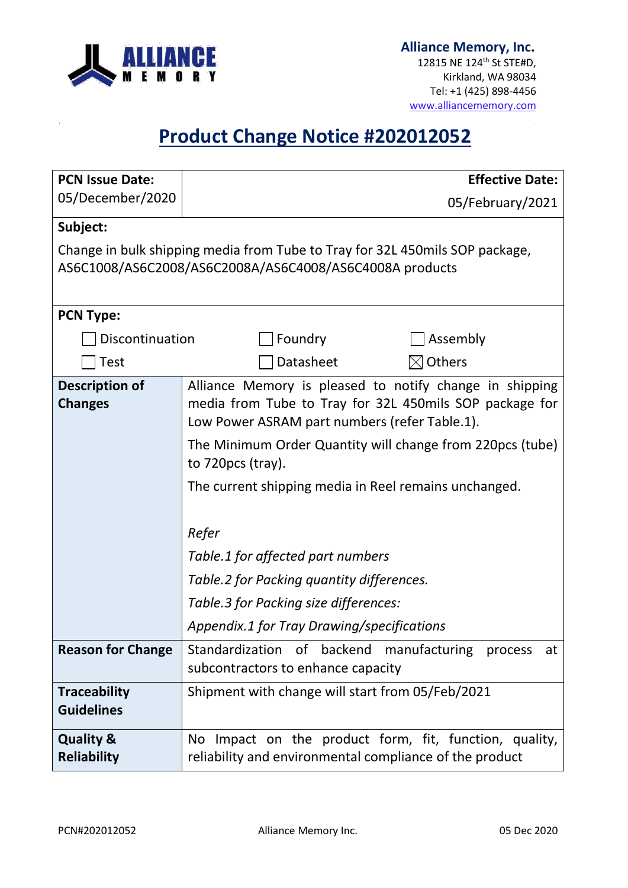**Alliance Memory, Inc.**
12815 NE 124th St STE#D,
Kirkland, WA 98034
Tel: +1 (425) 898-4456
www.alliancememory.com

# Product Change Notice #202012052

| **PCN Issue Date:** 05/December/2020 | **Effective Date:** 05/February/2021 |
|---|---|
| **Subject:** Change in bulk shipping media from Tube to Tray for 32L 450mils SOP package, AS6C1008/AS6C2008/AS6C2008A/AS6C4008/AS6C4008A products | |
| **PCN Type:** ☐ Discontinuation ☐ Foundry ☐ Assembly ☐ Test ☐ Datasheet ☒ Others | |
| **Description of Changes** | Alliance Memory is pleased to notify change in shipping media from Tube to Tray for 32L 450mils SOP package for Low Power ASRAM part numbers (refer Table.1).<br><br>The Minimum Order Quantity will change from 220pcs (tube) to 720pcs (tray).<br><br>The current shipping media in Reel remains unchanged.<br><br>*Refer*<br>*Table.1 for affected part numbers*<br>*Table.2 for Packing quantity differences.*<br>*Table.3 for Packing size differences:*<br>*Appendix.1 for Tray Drawing/specifications* |
| **Reason for Change** | Standardization of backend manufacturing process at subcontractors to enhance capacity |
| **Traceability Guidelines** | Shipment with change will start from 05/Feb/2021 |
| **Quality & Reliability** | No Impact on the product form, fit, function, quality, reliability and environmental compliance of the product |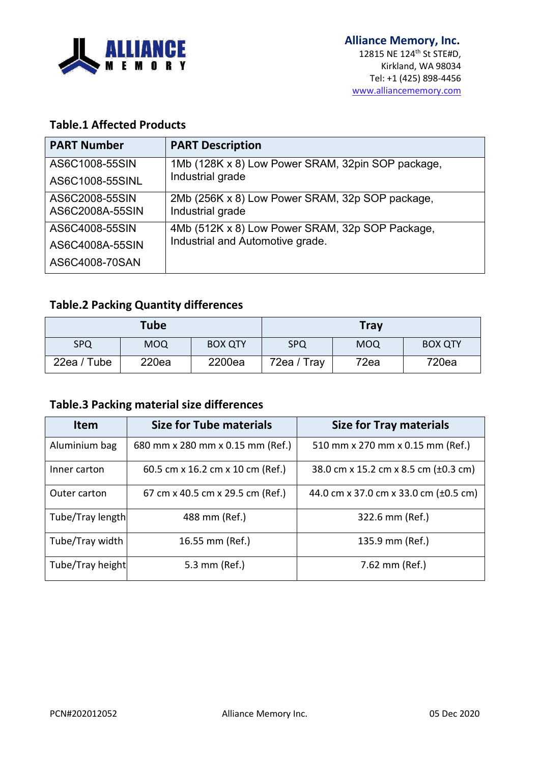**Alliance Memory, Inc.**
12815 NE 124th St STE#D,
Kirkland, WA 98034
Tel: +1 (425) 898-4456
www.alliancememory.com

### Table.1 Affected Products

| PART Number | PART Description |
|---|---|
| AS6C1008-55SIN<br>AS6C1008-55SINL | 1Mb (128K x 8) Low Power SRAM, 32pin SOP package, Industrial grade |
| AS6C2008-55SIN<br>AS6C2008A-55SIN | 2Mb (256K x 8) Low Power SRAM, 32p SOP package, Industrial grade |
| AS6C4008-55SIN<br>AS6C4008A-55SIN<br>AS6C4008-70SAN | 4Mb (512K x 8) Low Power SRAM, 32p SOP Package, Industrial and Automotive grade. |

### Table.2 Packing Quantity differences

| Tube | | | Tray | | |
|---|---|---|---|---|---|
| SPQ | MOQ | BOX QTY | SPQ | MOQ | BOX QTY |
| 22ea / Tube | 220ea | 2200ea | 72ea / Tray | 72ea | 720ea |

### Table.3 Packing material size differences

| Item | Size for Tube materials | Size for Tray materials |
|---|---|---|
| Aluminium bag | 680 mm x 280 mm x 0.15 mm (Ref.) | 510 mm x 270 mm x 0.15 mm (Ref.) |
| Inner carton | 60.5 cm x 16.2 cm x 10 cm (Ref.) | 38.0 cm x 15.2 cm x 8.5 cm (±0.3 cm) |
| Outer carton | 67 cm x 40.5 cm x 29.5 cm (Ref.) | 44.0 cm x 37.0 cm x 33.0 cm (±0.5 cm) |
| Tube/Tray length | 488 mm (Ref.) | 322.6 mm (Ref.) |
| Tube/Tray width | 16.55 mm (Ref.) | 135.9 mm (Ref.) |
| Tube/Tray height | 5.3 mm (Ref.) | 7.62 mm (Ref.) |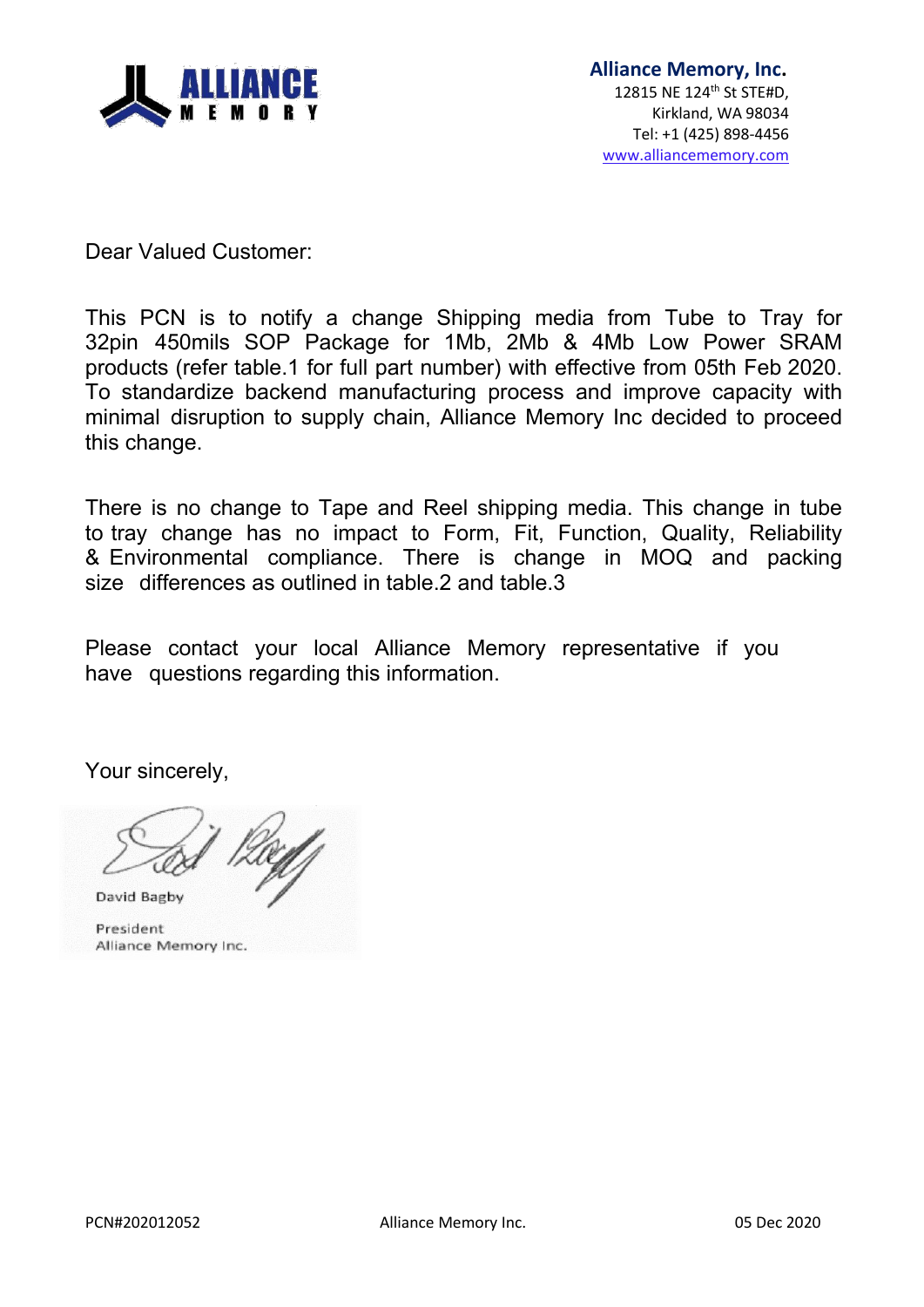**Alliance Memory, Inc.**
12815 NE 124th St STE#D,
Kirkland, WA 98034
Tel: +1 (425) 898-4456
www.alliancememory.com

Dear Valued Customer:

This PCN is to notify a change Shipping media from Tube to Tray for 32pin 450mils SOP Package for 1Mb, 2Mb & 4Mb Low Power SRAM products (refer table.1 for full part number) with effective from 05th Feb 2020. To standardize backend manufacturing process and improve capacity with minimal disruption to supply chain, Alliance Memory Inc decided to proceed this change.

There is no change to Tape and Reel shipping media. This change in tube to tray change has no impact to Form, Fit, Function, Quality, Reliability & Environmental compliance. There is change in MOQ and packing size differences as outlined in table.2 and table.3

Please contact your local Alliance Memory representative if you have questions regarding this information.

Your sincerely,

David Bagby

President
Alliance Memory Inc.

PCN#202012052 Alliance Memory Inc. 05 Dec 2020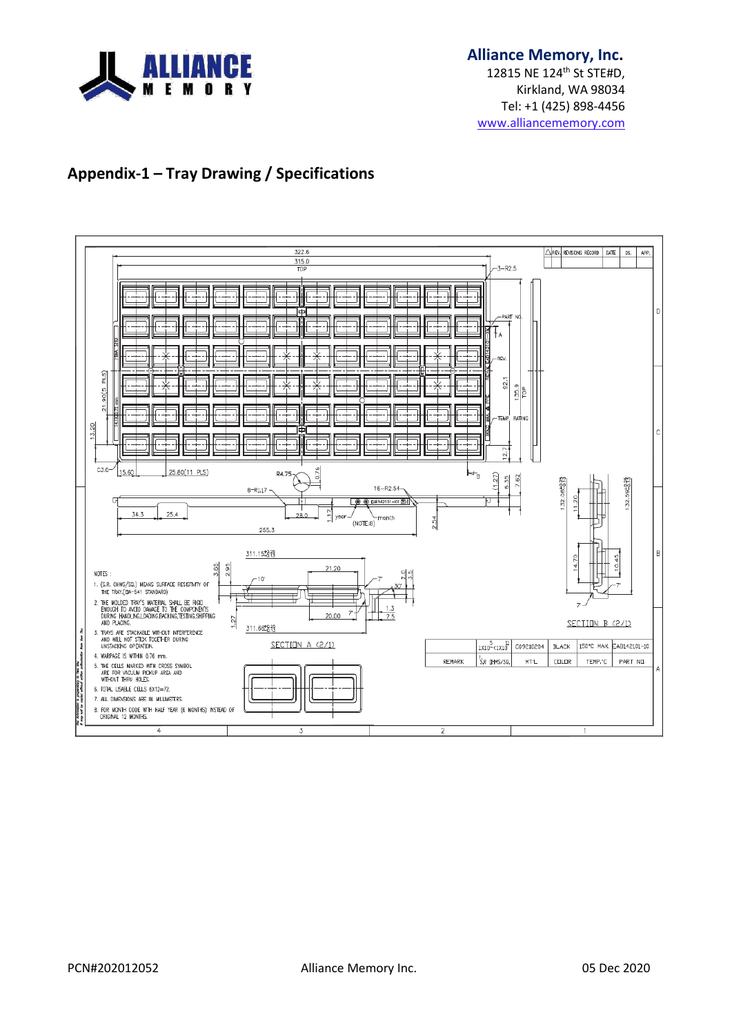Alliance Memory, Inc.
12815 NE 124th St STE#D,
Kirkland, WA 98034
Tel: +1 (425) 898-4456
www.alliancememory.com

## Appendix-1 – Tray Drawing / Specifications

NOTES :

1. (S.R. OHMS/SQ.) MEANS SURFACE RESISTIVITY OF THE TRAY.(EIA-541 STANDARD)
2. THE MOLDED TRAY'S MATERIAL SHALL BE RIGID ENOUGH TO AVOID DAMAGE TO THE COMPONENTS DURING HANDLING,LOADING,PACKING,TESTING,SHIPPING AND PLACING.
3. TRAYS ARE STACKABLE WITHOUT INTERFERENCE AND WILL NOT STICK TOGETHER DURING UNSTACKING OPERATION.
4. WARPAGE IS WITHIN 0.76 mm.
5. THE CELLS MARKED WITH CROSS SYMBOL ARE FOR VACUUM PICKUP AREA AND WITHOUT THRU HOLES.
6. TOTAL USABLE CELLS 6X12=72.
7. ALL DIMENSIONS ARE IN MILLIMETERS.
8. FOR MONTH CODE WITH HALF YEAR (6 MONTHS) INSTEAD OF ORIGINAL 12 MONTHS.

| | | | | | |
|---|---|---|---|---|---|
| | $1X10^5$~$<1X10^{11}$ | G09210204 | BLACK | 150°C MAX | EAB142101-10 |
| REMARK | S.R. OHMS/SQ. | MTL | COLOR | TEMP.°C | PART NO |

SECTION A (2/1)

SECTION B (2/1)

PCN#202012052 Alliance Memory Inc. 05 Dec 2020